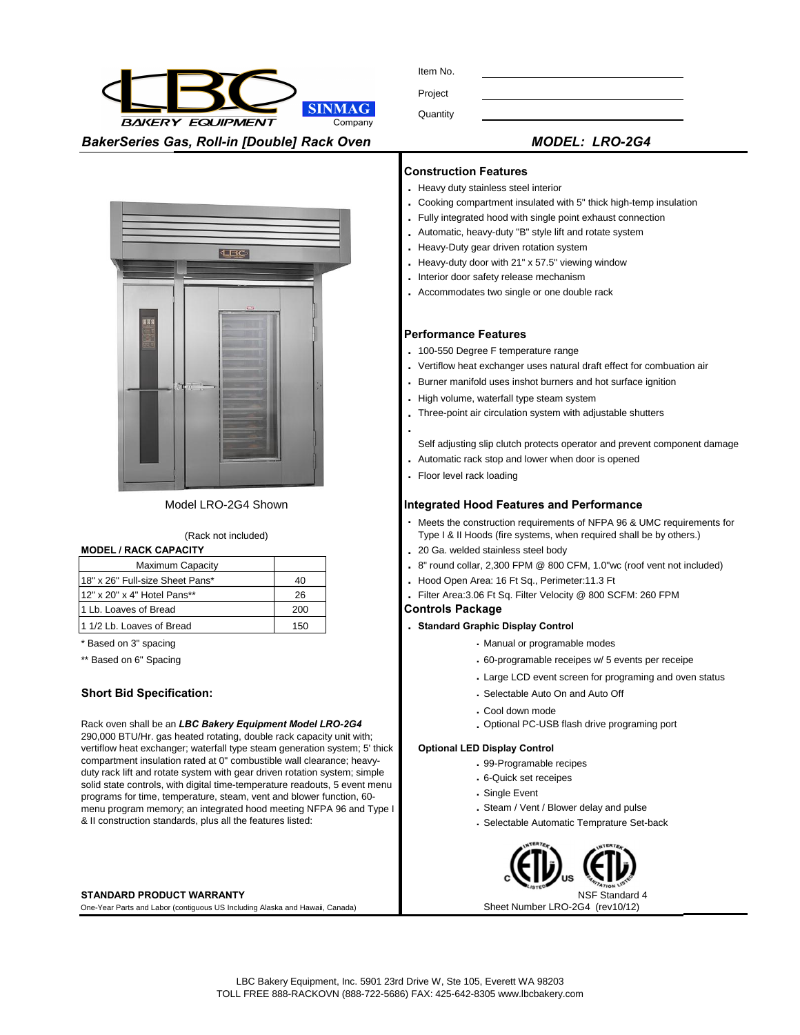LBC BAKERY EQUIPMENT SINMAG Company

Item No. ____________________

Project ____________________

Quantity ____________________

## *BakerSeries Gas, Roll-in [Double] Rack Oven*

## *MODEL: LRO-2G4*

Model LRO-2G4 Shown

(Rack not included)

**MODEL / RACK CAPACITY**

| Maximum Capacity | |
|---|---|
| 18" x 26" Full-size Sheet Pans* | 40 |
| 12" x 20" x 4" Hotel Pans** | 26 |
| 1 Lb. Loaves of Bread | 200 |
| 1 1/2 Lb. Loaves of Bread | 150 |

\* Based on 3" spacing

\*\* Based on 6" Spacing

### Short Bid Specification:

Rack oven shall be an ***LBC Bakery Equipment Model LRO-2G4*** 290,000 BTU/Hr. gas heated rotating, double rack capacity unit with; vertiflow heat exchanger; waterfall type steam generation system; 5' thick compartment insulation rated at 0" combustible wall clearance; heavy-duty rack lift and rotate system with gear driven rotation system; simple solid state controls, with digital time-temperature readouts, 5 event menu programs for time, temperature, steam, vent and blower function, 60-menu program memory; an integrated hood meeting NFPA 96 and Type I & II construction standards, plus all the features listed:

**STANDARD PRODUCT WARRANTY**

One-Year Parts and Labor (contiguous US Including Alaska and Hawaii, Canada)

### Construction Features

- Heavy duty stainless steel interior
- Cooking compartment insulated with 5" thick high-temp insulation
- Fully integrated hood with single point exhaust connection
- Automatic, heavy-duty "B" style lift and rotate system
- Heavy-Duty gear driven rotation system
- Heavy-duty door with 21" x 57.5" viewing window
- Interior door safety release mechanism
- Accommodates two single or one double rack

### Performance Features

- 100-550 Degree F temperature range
- Vertiflow heat exchanger uses natural draft effect for combustion air
- Burner manifold uses inshot burners and hot surface ignition
- High volume, waterfall type steam system
- Three-point air circulation system with adjustable shutters
- Self adjusting slip clutch protects operator and prevent component damage
- Automatic rack stop and lower when door is opened
- Floor level rack loading

### Integrated Hood Features and Performance

- Meets the construction requirements of NFPA 96 & UMC requirements for Type I & II Hoods (fire systems, when required shall be by others.)
- 20 Ga. welded stainless steel body
- 8" round collar, 2,300 FPM @ 800 CFM, 1.0"wc (roof vent not included)
- Hood Open Area: 16 Ft Sq., Perimeter:11.3 Ft
- Filter Area:3.06 Ft Sq. Filter Velocity @ 800 SCFM: 260 FPM

### Controls Package

- **Standard Graphic Display Control**
  - Manual or programable modes
  - 60-programable receipes w/ 5 events per receipe
  - Large LCD event screen for programing and oven status
  - Selectable Auto On and Auto Off
  - Cool down mode
  - Optional PC-USB flash drive programing port

**Optional LED Display Control**

- 99-Programable recipes
- 6-Quick set receipes
- Single Event
- Steam / Vent / Blower delay and pulse
- Selectable Automatic Temprature Set-back

NSF Standard 4

Sheet Number LRO-2G4 (rev10/12)

LBC Bakery Equipment, Inc. 5901 23rd Drive W, Ste 105, Everett WA 98203
TOLL FREE 888-RACKOVN (888-722-5686) FAX: 425-642-8305 www.lbcbakery.com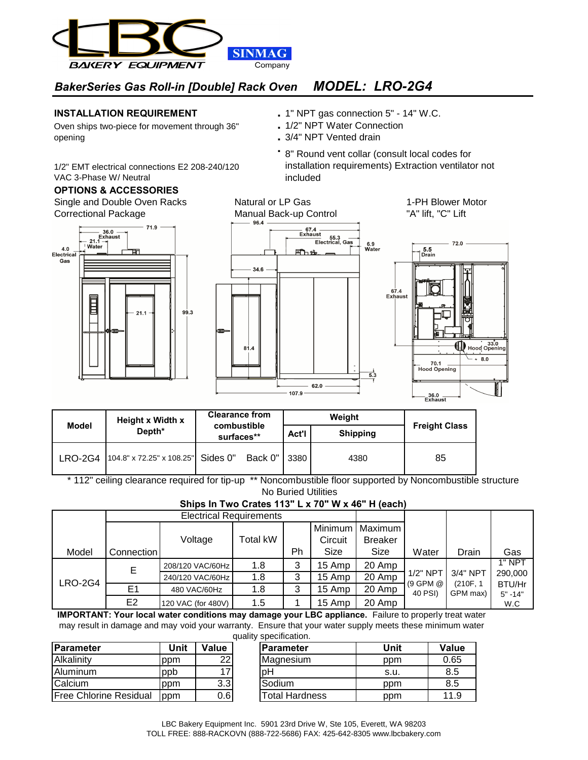**BAKERY EQUIPMENT** SINMAG Company

## *BakerSeries Gas Roll-in [Double] Rack Oven* *MODEL: LRO-2G4*

**INSTALLATION REQUIREMENT**

Oven ships two-piece for movement through 36" opening

1/2" EMT electrical connections E2 208-240/120 VAC 3-Phase W/ Neutral

- 1" NPT gas connection 5" - 14" W.C.
- 1/2" NPT Water Connection
- 3/4" NPT Vented drain
- 8" Round vent collar (consult local codes for installation requirements) Extraction ventilator not included

**OPTIONS & ACCESSORIES**

Single and Double Oven Racks
Correctional Package

Natural or LP Gas
Manual Back-up Control

1-PH Blower Motor
"A" lift, "C" Lift

71.9
36.0 Exhaust
21.1 Water
4.0 Electrical Gas
21.1
99.3
96.4
67.4 Exhaust
55.3 Electrical, Gas
6.9 Water
34.6
81.4
5.3
62.0
107.9
72.0
5.5 Drain
67.4 Exhaust
33.0 Hood Opening
8.0
70.1 Hood Opening
36.0 Exhaust

| Model | Height x Width x Depth* | Clearance from combustible surfaces** | | Weight | | Freight Class |
|---|---|---|---|---|---|---|
| | | | | Act'l | Shipping | |
| LRO-2G4 | 104.8" x 72.25" x 108.25" | Sides 0" | Back 0" | 3380 | 4380 | 85 |

\* 112" ceiling clearance required for tip-up ** Noncombustible floor supported by Noncombustible structure
No Buried Utilities

**Ships In Two Crates 113" L x 70" W x 46" H (each)**

| | Electrical Requirements | | | | | | | | |
|---|---|---|---|---|---|---|---|---|---|
| Model | Connection | Voltage | Total kW | Ph | Minimum Circuit Size | Maximum Breaker Size | Water | Drain | Gas |
| LRO-2G4 | E | 208/120 VAC/60Hz | 1.8 | 3 | 15 Amp | 20 Amp | 1/2" NPT (9 GPM @ 40 PSI) | 3/4" NPT (210F, 1 GPM max) | 1" NPT 290,000 BTU/Hr 5" -14" W.C |
| | | 240/120 VAC/60Hz | 1.8 | 3 | 15 Amp | 20 Amp | | | |
| | E1 | 480 VAC/60Hz | 1.8 | 3 | 15 Amp | 20 Amp | | | |
| | E2 | 120 VAC (for 480V) | 1.5 | 1 | 15 Amp | 20 Amp | | | |

**IMPORTANT: Your local water conditions may damage your LBC appliance.** Failure to properly treat water may result in damage and may void your warranty. Ensure that your water supply meets these minimum water quality specification.

| Parameter | Unit | Value |
|---|---|---|
| Alkalinity | ppm | 22 |
| Aluminum | ppb | 17 |
| Calcium | ppm | 3.3 |
| Free Chlorine Residual | ppm | 0.6 |

| Parameter | Unit | Value |
|---|---|---|
| Magnesium | ppm | 0.65 |
| pH | s.u. | 8.5 |
| Sodium | ppm | 8.5 |
| Total Hardness | ppm | 11.9 |

LBC Bakery Equipment Inc. 5901 23rd Drive W, Ste 105, Everett, WA 98203
TOLL FREE: 888-RACKOVN (888-722-5686) FAX: 425-642-8305 www.lbcbakery.com